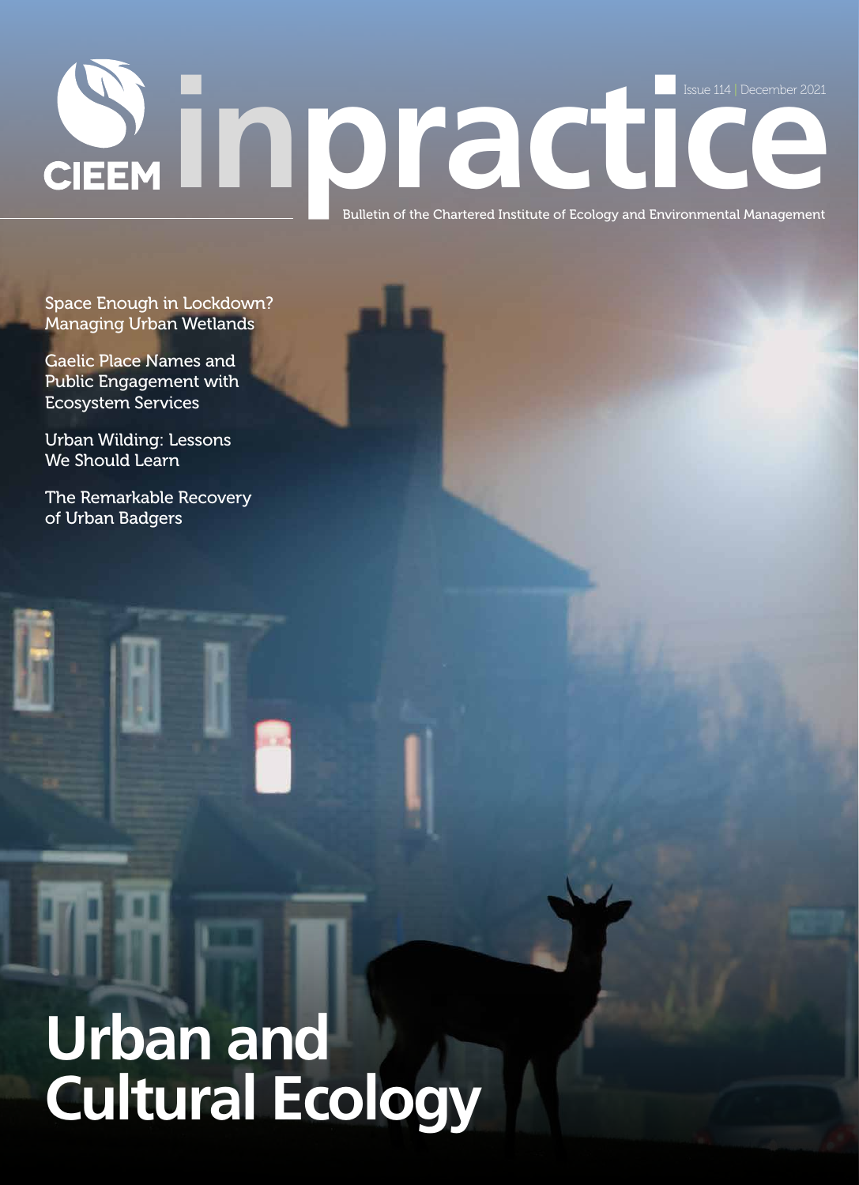CIEEM

# inpractice

Issue 114 | December 2021

Bulletin of the Chartered Institute of Ecology and Environmental Management

Space Enough in Lockdown? Managing Urban Wetlands

Gaelic Place Names and Public Engagement with Ecosystem Services

Urban Wilding: Lessons We Should Learn

The Remarkable Recovery of Urban Badgers

# Urban and Cultural Ecology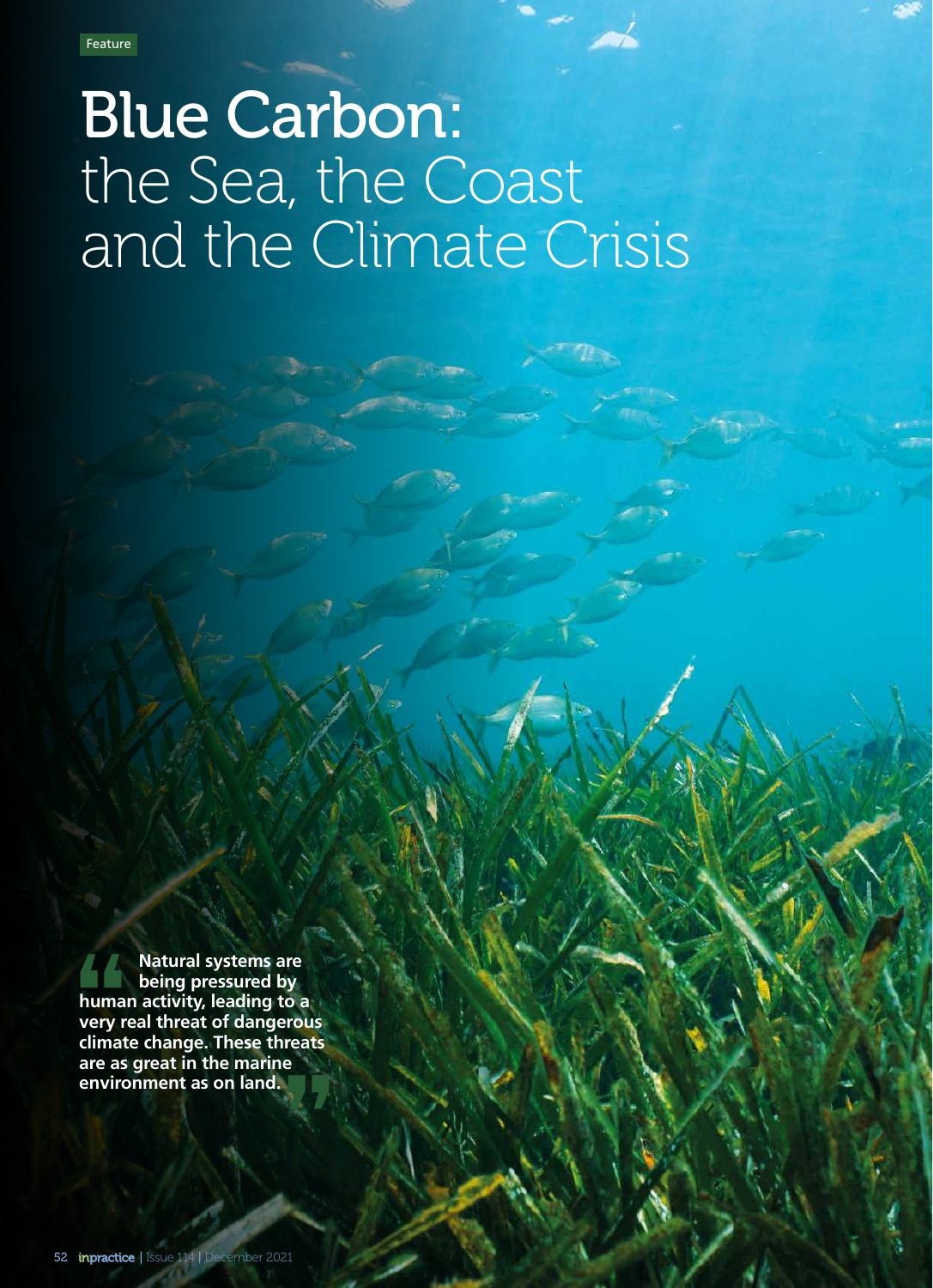Feature

# Blue Carbon: the Sea, the Coast and the Climate Crisis

> Natural systems are being pressured by human activity, leading to a very real threat of dangerous climate change. These threats are as great in the marine environment as on land.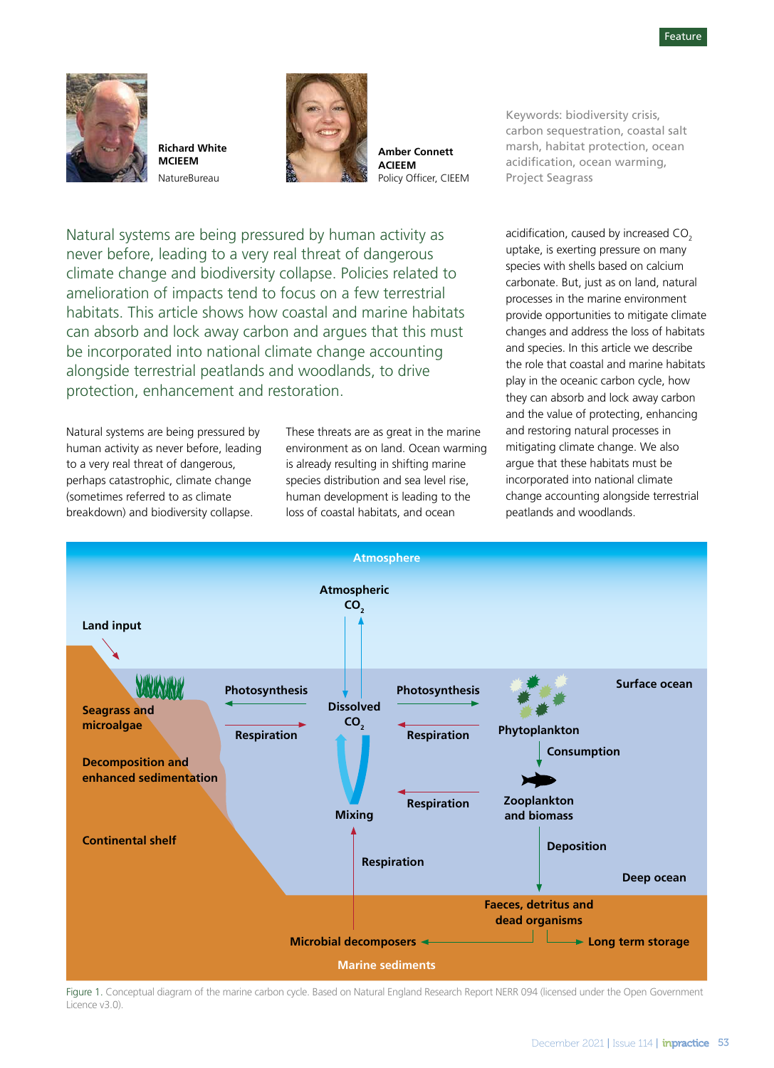Feature

**Richard White**
**MCIEEM**
NatureBureau

**Amber Connett**
**ACIEEM**
Policy Officer, CIEEM

Keywords: biodiversity crisis, carbon sequestration, coastal salt marsh, habitat protection, ocean acidification, ocean warming, Project Seagrass

Natural systems are being pressured by human activity as never before, leading to a very real threat of dangerous climate change and biodiversity collapse. Policies related to amelioration of impacts tend to focus on a few terrestrial habitats. This article shows how coastal and marine habitats can absorb and lock away carbon and argues that this must be incorporated into national climate change accounting alongside terrestrial peatlands and woodlands, to drive protection, enhancement and restoration.

Natural systems are being pressured by human activity as never before, leading to a very real threat of dangerous, perhaps catastrophic, climate change (sometimes referred to as climate breakdown) and biodiversity collapse.

These threats are as great in the marine environment as on land. Ocean warming is already resulting in shifting marine species distribution and sea level rise, human development is leading to the loss of coastal habitats, and ocean acidification, caused by increased $CO_2$ uptake, is exerting pressure on many species with shells based on calcium carbonate. But, just as on land, natural processes in the marine environment provide opportunities to mitigate climate changes and address the loss of habitats and species. In this article we describe the role that coastal and marine habitats play in the oceanic carbon cycle, how they can absorb and lock away carbon and the value of protecting, enhancing and restoring natural processes in mitigating climate change. We also argue that these habitats must be incorporated into national climate change accounting alongside terrestrial peatlands and woodlands.

Figure 1. Conceptual diagram of the marine carbon cycle. Based on Natural England Research Report NERR 094 (licensed under the Open Government Licence v3.0).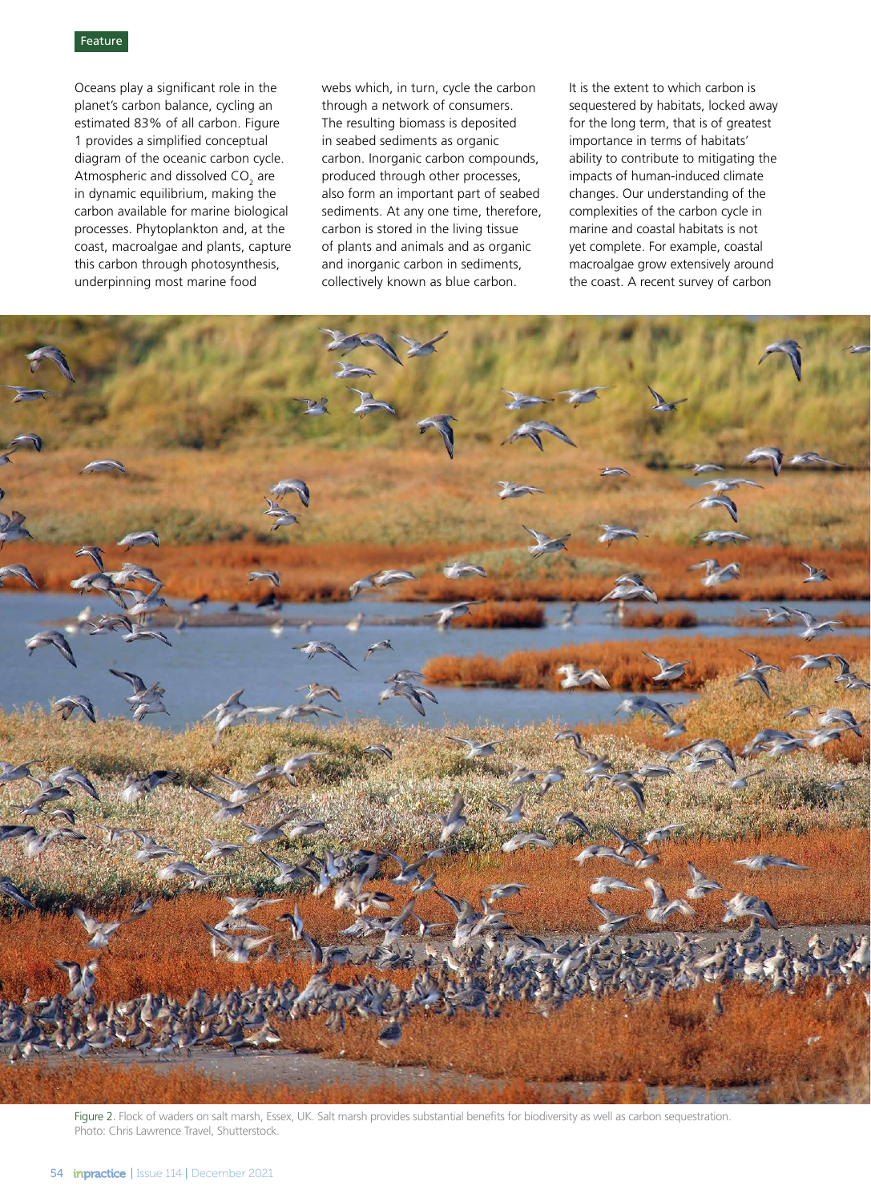Oceans play a significant role in the planet's carbon balance, cycling an estimated 83% of all carbon. Figure 1 provides a simplified conceptual diagram of the oceanic carbon cycle. Atmospheric and dissolved $CO_2$ are in dynamic equilibrium, making the carbon available for marine biological processes. Phytoplankton and, at the coast, macroalgae and plants, capture this carbon through photosynthesis, underpinning most marine food webs which, in turn, cycle the carbon through a network of consumers. The resulting biomass is deposited in seabed sediments as organic carbon. Inorganic carbon compounds, produced through other processes, also form an important part of seabed sediments. At any one time, therefore, carbon is stored in the living tissue of plants and animals and as organic and inorganic carbon in sediments, collectively known as blue carbon.

It is the extent to which carbon is sequestered by habitats, locked away for the long term, that is of greatest importance in terms of habitats' ability to contribute to mitigating the impacts of human-induced climate changes. Our understanding of the complexities of the carbon cycle in marine and coastal habitats is not yet complete. For example, coastal macroalgae grow extensively around the coast. A recent survey of carbon

Figure 2. Flock of waders on salt marsh, Essex, UK. Salt marsh provides substantial benefits for biodiversity as well as carbon sequestration. Photo: Chris Lawrence Travel, Shutterstock.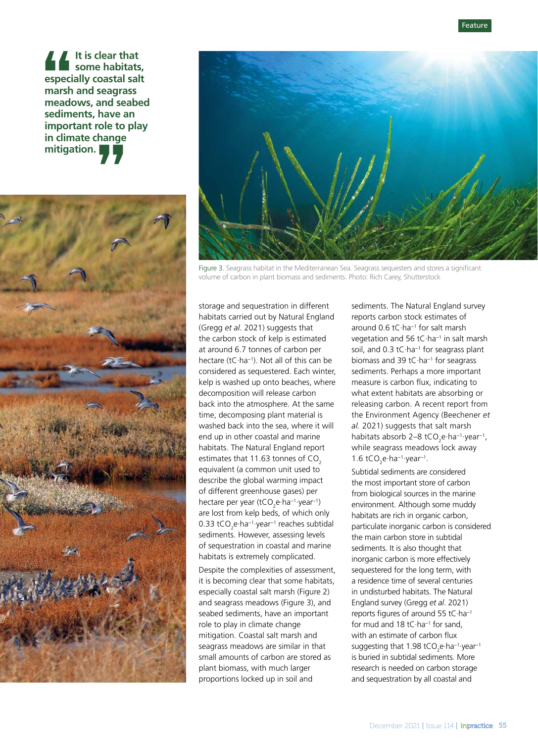> It is clear that some habitats, especially coastal salt marsh and seagrass meadows, and seabed sediments, have an important role to play in climate change mitigation.

Figure 3. Seagrass habitat in the Mediterranean Sea. Seagrass sequesters and stores a significant volume of carbon in plant biomass and sediments. Photo: Rich Carey, Shutterstock

storage and sequestration in different habitats carried out by Natural England (Gregg *et al*. 2021) suggests that the carbon stock of kelp is estimated at around 6.7 tonnes of carbon per hectare (tC·ha$^{-1}$). Not all of this can be considered as sequestered. Each winter, kelp is washed up onto beaches, where decomposition will release carbon back into the atmosphere. At the same time, decomposing plant material is washed back into the sea, where it will end up in other coastal and marine habitats. The Natural England report estimates that 11.63 tonnes of $CO_2$ equivalent (a common unit used to describe the global warming impact of different greenhouse gases) per hectare per year (t$CO_2$e·ha$^{-1}$·year$^{-1}$) are lost from kelp beds, of which only 0.33 t$CO_2$e·ha$^{-1}$·year$^{-1}$ reaches subtidal sediments. However, assessing levels of sequestration in coastal and marine habitats is extremely complicated.

Despite the complexities of assessment, it is becoming clear that some habitats, especially coastal salt marsh (Figure 2) and seagrass meadows (Figure 3), and seabed sediments, have an important role to play in climate change mitigation. Coastal salt marsh and seagrass meadows are similar in that small amounts of carbon are stored as plant biomass, with much larger proportions locked up in soil and sediments. The Natural England survey reports carbon stock estimates of around 0.6 tC·ha$^{-1}$ for salt marsh vegetation and 56 tC·ha$^{-1}$ in salt marsh soil, and 0.3 tC·ha$^{-1}$ for seagrass plant biomass and 39 tC·ha$^{-1}$ for seagrass sediments. Perhaps a more important measure is carbon flux, indicating to what extent habitats are absorbing or releasing carbon. A recent report from the Environment Agency (Beechener *et al*. 2021) suggests that salt marsh habitats absorb 2–8 t$CO_2$e·ha$^{-1}$·year$^{-1}$, while seagrass meadows lock away 1.6 t$CO_2$e·ha$^{-1}$·year$^{-1}$.

Subtidal sediments are considered the most important store of carbon from biological sources in the marine environment. Although some muddy habitats are rich in organic carbon, particulate inorganic carbon is considered the main carbon store in subtidal sediments. It is also thought that inorganic carbon is more effectively sequestered for the long term, with a residence time of several centuries in undisturbed habitats. The Natural England survey (Gregg *et al*. 2021) reports figures of around 55 tC·ha$^{-1}$ for mud and 18 tC·ha$^{-1}$ for sand, with an estimate of carbon flux suggesting that 1.98 t$CO_2$e·ha$^{-1}$·year$^{-1}$ is buried in subtidal sediments. More research is needed on carbon storage and sequestration by all coastal and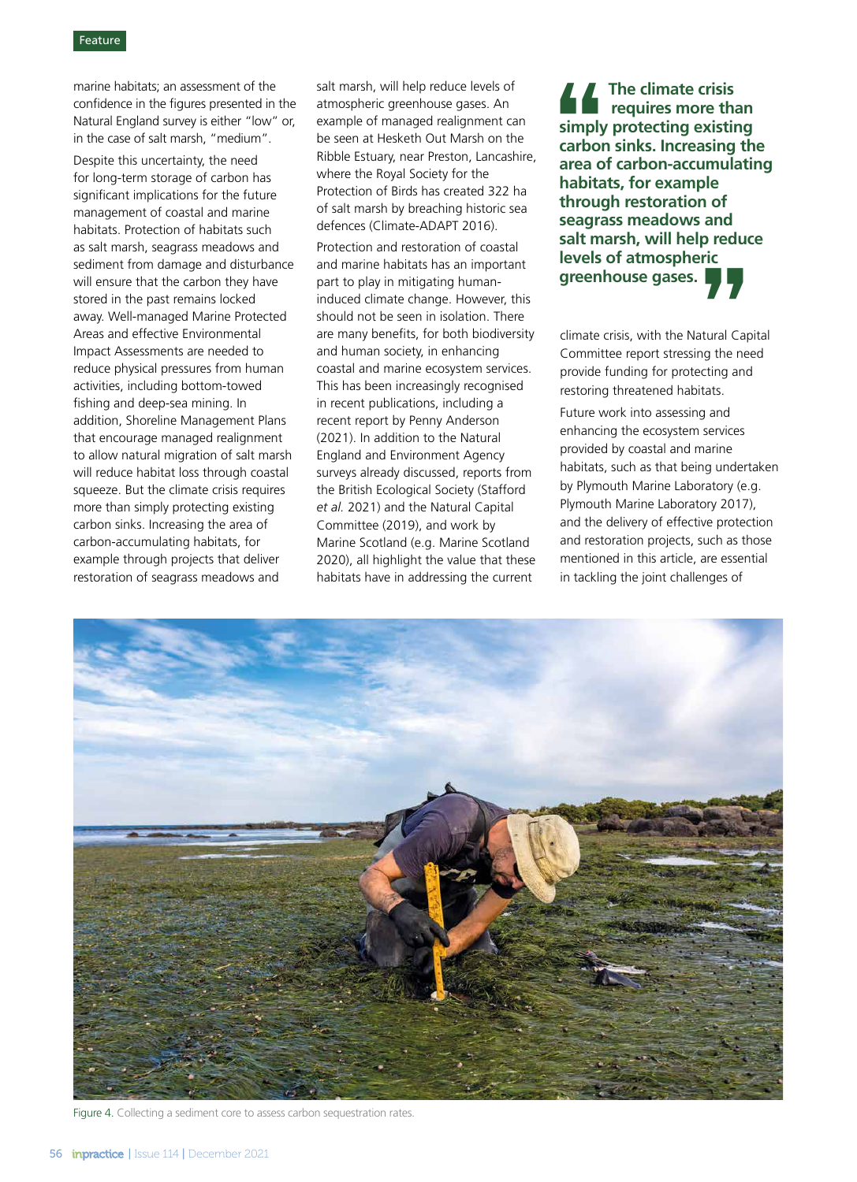marine habitats; an assessment of the confidence in the figures presented in the Natural England survey is either "low" or, in the case of salt marsh, "medium".

Despite this uncertainty, the need for long-term storage of carbon has significant implications for the future management of coastal and marine habitats. Protection of habitats such as salt marsh, seagrass meadows and sediment from damage and disturbance will ensure that the carbon they have stored in the past remains locked away. Well-managed Marine Protected Areas and effective Environmental Impact Assessments are needed to reduce physical pressures from human activities, including bottom-towed fishing and deep-sea mining. In addition, Shoreline Management Plans that encourage managed realignment to allow natural migration of salt marsh will reduce habitat loss through coastal squeeze. But the climate crisis requires more than simply protecting existing carbon sinks. Increasing the area of carbon-accumulating habitats, for example through projects that deliver restoration of seagrass meadows and salt marsh, will help reduce levels of atmospheric greenhouse gases. An example of managed realignment can be seen at Hesketh Out Marsh on the Ribble Estuary, near Preston, Lancashire, where the Royal Society for the Protection of Birds has created 322 ha of salt marsh by breaching historic sea defences (Climate-ADAPT 2016).

Protection and restoration of coastal and marine habitats has an important part to play in mitigating human-induced climate change. However, this should not be seen in isolation. There are many benefits, for both biodiversity and human society, in enhancing coastal and marine ecosystem services. This has been increasingly recognised in recent publications, including a recent report by Penny Anderson (2021). In addition to the Natural England and Environment Agency surveys already discussed, reports from the British Ecological Society (Stafford *et al.* 2021) and the Natural Capital Committee (2019), and work by Marine Scotland (e.g. Marine Scotland 2020), all highlight the value that these habitats have in addressing the current climate crisis, with the Natural Capital Committee report stressing the need provide funding for protecting and restoring threatened habitats.

> **The climate crisis requires more than simply protecting existing carbon sinks. Increasing the area of carbon-accumulating habitats, for example through restoration of seagrass meadows and salt marsh, will help reduce levels of atmospheric greenhouse gases.**

Future work into assessing and enhancing the ecosystem services provided by coastal and marine habitats, such as that being undertaken by Plymouth Marine Laboratory (e.g. Plymouth Marine Laboratory 2017), and the delivery of effective protection and restoration projects, such as those mentioned in this article, are essential in tackling the joint challenges of

Figure 4. Collecting a sediment core to assess carbon sequestration rates.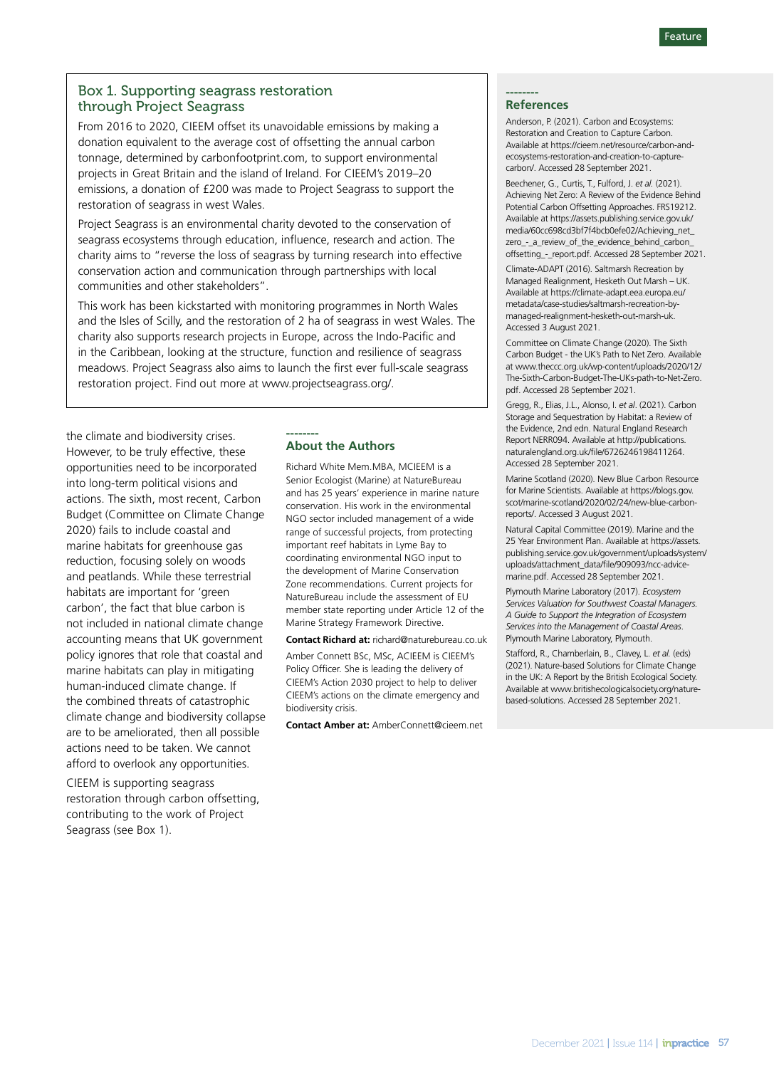## Box 1. Supporting seagrass restoration through Project Seagrass

From 2016 to 2020, CIEEM offset its unavoidable emissions by making a donation equivalent to the average cost of offsetting the annual carbon tonnage, determined by carbonfootprint.com, to support environmental projects in Great Britain and the island of Ireland. For CIEEM's 2019–20 emissions, a donation of £200 was made to Project Seagrass to support the restoration of seagrass in west Wales.

Project Seagrass is an environmental charity devoted to the conservation of seagrass ecosystems through education, influence, research and action. The charity aims to "reverse the loss of seagrass by turning research into effective conservation action and communication through partnerships with local communities and other stakeholders".

This work has been kickstarted with monitoring programmes in North Wales and the Isles of Scilly, and the restoration of 2 ha of seagrass in west Wales. The charity also supports research projects in Europe, across the Indo-Pacific and in the Caribbean, looking at the structure, function and resilience of seagrass meadows. Project Seagrass also aims to launch the first ever full-scale seagrass restoration project. Find out more at www.projectseagrass.org/.

the climate and biodiversity crises. However, to be truly effective, these opportunities need to be incorporated into long-term political visions and actions. The sixth, most recent, Carbon Budget (Committee on Climate Change 2020) fails to include coastal and marine habitats for greenhouse gas reduction, focusing solely on woods and peatlands. While these terrestrial habitats are important for 'green carbon', the fact that blue carbon is not included in national climate change accounting means that UK government policy ignores that role that coastal and marine habitats can play in mitigating human-induced climate change. If the combined threats of catastrophic climate change and biodiversity collapse are to be ameliorated, then all possible actions need to be taken. We cannot afford to overlook any opportunities.

CIEEM is supporting seagrass restoration through carbon offsetting, contributing to the work of Project Seagrass (see Box 1).

## About the Authors

Richard White Mem.MBA, MCIEEM is a Senior Ecologist (Marine) at NatureBureau and has 25 years' experience in marine nature conservation. His work in the environmental NGO sector included management of a wide range of successful projects, from protecting important reef habitats in Lyme Bay to coordinating environmental NGO input to the development of Marine Conservation Zone recommendations. Current projects for NatureBureau include the assessment of EU member state reporting under Article 12 of the Marine Strategy Framework Directive.

**Contact Richard at:** richard@naturebureau.co.uk

Amber Connett BSc, MSc, ACIEEM is CIEEM's Policy Officer. She is leading the delivery of CIEEM's Action 2030 project to help to deliver CIEEM's actions on the climate emergency and biodiversity crisis.

**Contact Amber at:** AmberConnett@cieem.net

## References

Anderson, P. (2021). Carbon and Ecosystems: Restoration and Creation to Capture Carbon. Available at https://cieem.net/resource/carbon-and-ecosystems-restoration-and-creation-to-capture-carbon/. Accessed 28 September 2021.

Beechener, G., Curtis, T., Fulford, J. *et al.* (2021). Achieving Net Zero: A Review of the Evidence Behind Potential Carbon Offsetting Approaches. FRS19212. Available at https://assets.publishing.service.gov.uk/media/60cc698cd3bf7f4bcb0efe02/Achieving_net_zero_-_a_review_of_the_evidence_behind_carbon_offsetting_-_report.pdf. Accessed 28 September 2021.

Climate-ADAPT (2016). Saltmarsh Recreation by Managed Realignment, Hesketh Out Marsh – UK. Available at https://climate-adapt.eea.europa.eu/metadata/case-studies/saltmarsh-recreation-by-managed-realignment-hesketh-out-marsh-uk. Accessed 3 August 2021.

Committee on Climate Change (2020). The Sixth Carbon Budget - the UK's Path to Net Zero. Available at www.theccc.org.uk/wp-content/uploads/2020/12/The-Sixth-Carbon-Budget-The-UKs-path-to-Net-Zero.pdf. Accessed 28 September 2021.

Gregg, R., Elias, J.L., Alonso, I. *et al.* (2021). Carbon Storage and Sequestration by Habitat: a Review of the Evidence, 2nd edn. Natural England Research Report NERR094. Available at http://publications.naturalengland.org.uk/file/6726246198411264. Accessed 28 September 2021.

Marine Scotland (2020). New Blue Carbon Resource for Marine Scientists. Available at https://blogs.gov.scot/marine-scotland/2020/02/24/new-blue-carbon-reports/. Accessed 3 August 2021.

Natural Capital Committee (2019). Marine and the 25 Year Environment Plan. Available at https://assets.publishing.service.gov.uk/government/uploads/system/uploads/attachment_data/file/909093/ncc-advice-marine.pdf. Accessed 28 September 2021.

Plymouth Marine Laboratory (2017). *Ecosystem Services Valuation for Southwest Coastal Managers. A Guide to Support the Integration of Ecosystem Services into the Management of Coastal Areas.* Plymouth Marine Laboratory, Plymouth.

Stafford, R., Chamberlain, B., Clavey, L. *et al.* (eds) (2021). Nature-based Solutions for Climate Change in the UK: A Report by the British Ecological Society. Available at www.britishecologicalsociety.org/nature-based-solutions. Accessed 28 September 2021.